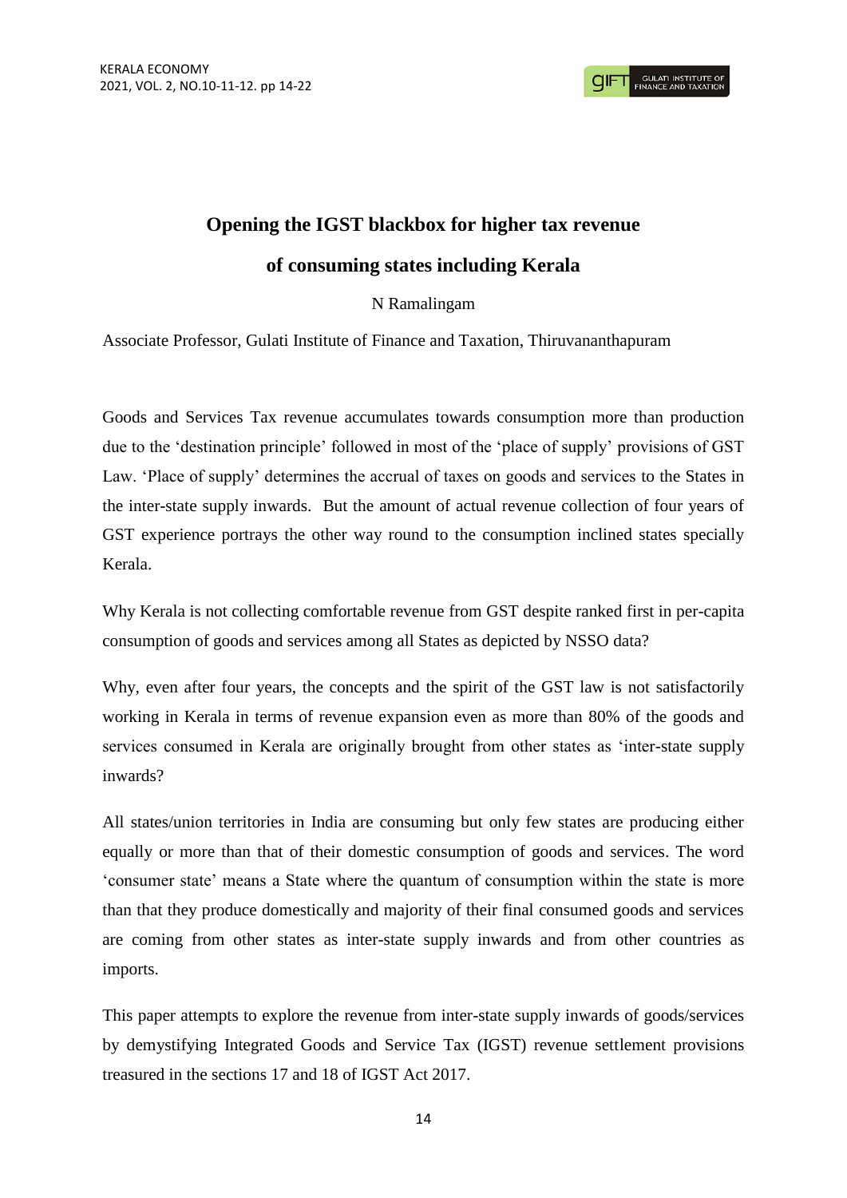# Opening the IGST blackbox for higher tax revenue of consuming states including Kerala

N Ramalingam

Associate Professor, Gulati Institute of Finance and Taxation, Thiruvananthapuram

Goods and Services Tax revenue accumulates towards consumption more than production due to the 'destination principle' followed in most of the 'place of supply' provisions of GST Law. 'Place of supply' determines the accrual of taxes on goods and services to the States in the inter-state supply inwards. But the amount of actual revenue collection of four years of GST experience portrays the other way round to the consumption inclined states specially Kerala.

Why Kerala is not collecting comfortable revenue from GST despite ranked first in per-capita consumption of goods and services among all States as depicted by NSSO data?

Why, even after four years, the concepts and the spirit of the GST law is not satisfactorily working in Kerala in terms of revenue expansion even as more than 80% of the goods and services consumed in Kerala are originally brought from other states as 'inter-state supply inwards?

All states/union territories in India are consuming but only few states are producing either equally or more than that of their domestic consumption of goods and services. The word 'consumer state' means a State where the quantum of consumption within the state is more than that they produce domestically and majority of their final consumed goods and services are coming from other states as inter-state supply inwards and from other countries as imports.

This paper attempts to explore the revenue from inter-state supply inwards of goods/services by demystifying Integrated Goods and Service Tax (IGST) revenue settlement provisions treasured in the sections 17 and 18 of IGST Act 2017.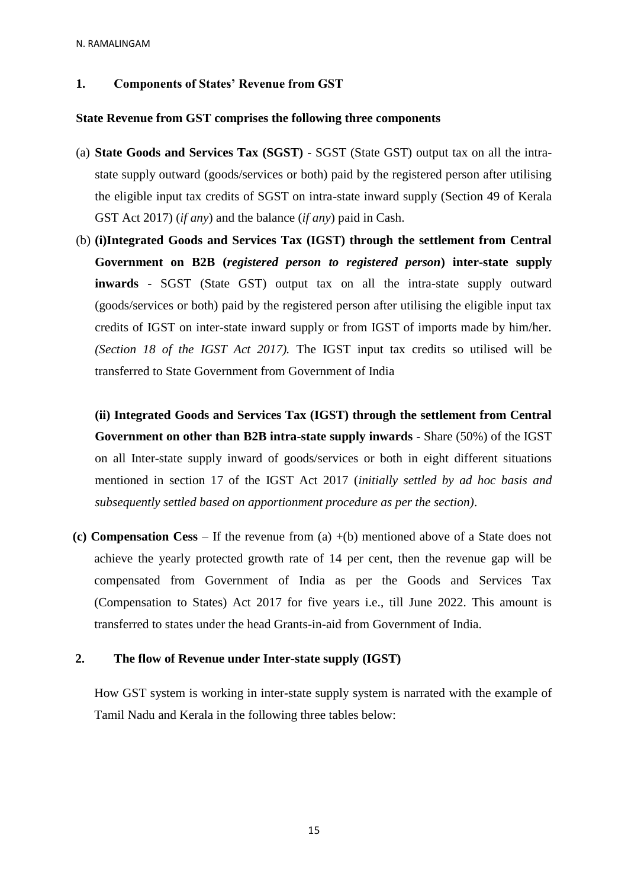## 1. Components of States' Revenue from GST

**State Revenue from GST comprises the following three components**

(a) **State Goods and Services Tax (SGST)** - SGST (State GST) output tax on all the intra-state supply outward (goods/services or both) paid by the registered person after utilising the eligible input tax credits of SGST on intra-state inward supply (Section 49 of Kerala GST Act 2017) (*if any*) and the balance (*if any*) paid in Cash.

(b) **(i)Integrated Goods and Services Tax (IGST) through the settlement from Central Government on B2B (*registered person to registered person*) inter-state supply inwards** - SGST (State GST) output tax on all the intra-state supply outward (goods/services or both) paid by the registered person after utilising the eligible input tax credits of IGST on inter-state inward supply or from IGST of imports made by him/her. *(Section 18 of the IGST Act 2017).* The IGST input tax credits so utilised will be transferred to State Government from Government of India

**(ii) Integrated Goods and Services Tax (IGST) through the settlement from Central Government on other than B2B intra-state supply inwards** - Share (50%) of the IGST on all Inter-state supply inward of goods/services or both in eight different situations mentioned in section 17 of the IGST Act 2017 (*initially settled by ad hoc basis and subsequently settled based on apportionment procedure as per the section)*.

**(c) Compensation Cess** – If the revenue from (a) +(b) mentioned above of a State does not achieve the yearly protected growth rate of 14 per cent, then the revenue gap will be compensated from Government of India as per the Goods and Services Tax (Compensation to States) Act 2017 for five years i.e., till June 2022. This amount is transferred to states under the head Grants-in-aid from Government of India.

## 2. The flow of Revenue under Inter-state supply (IGST)

How GST system is working in inter-state supply system is narrated with the example of Tamil Nadu and Kerala in the following three tables below: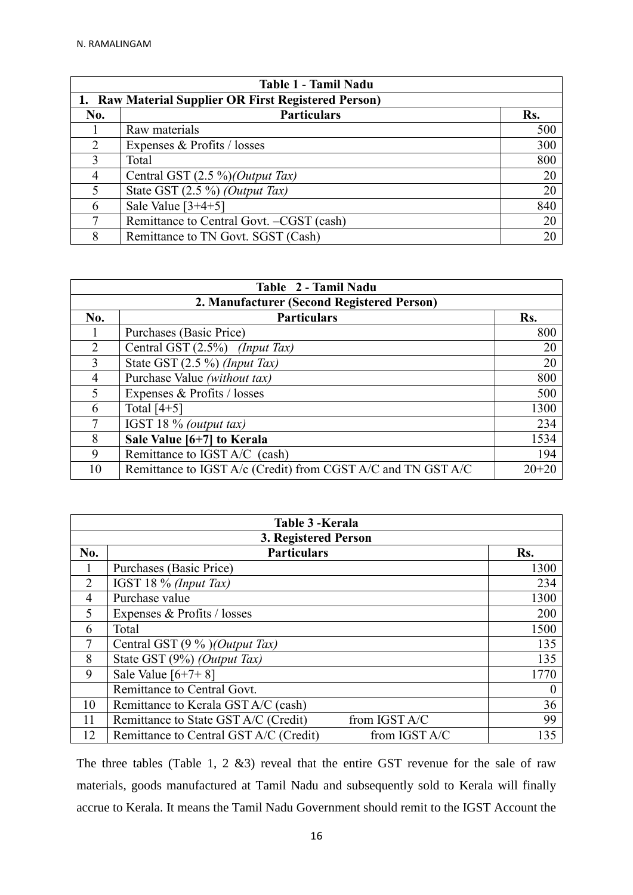| Table 1 - Tamil Nadu | | |
|---|---|---|
| **1. Raw Material Supplier OR First Registered Person)** | | |
| **No.** | **Particulars** | **Rs.** |
| 1 | Raw materials | 500 |
| 2 | Expenses & Profits / losses | 300 |
| 3 | Total | 800 |
| 4 | Central GST (2.5 %)*(Output Tax)* | 20 |
| 5 | State GST (2.5 %) *(Output Tax)* | 20 |
| 6 | Sale Value [3+4+5] | 840 |
| 7 | Remittance to Central Govt. –CGST (cash) | 20 |
| 8 | Remittance to TN Govt. SGST (Cash) | 20 |

| Table 2 - Tamil Nadu | | |
|---|---|---|
| **2. Manufacturer (Second Registered Person)** | | |
| **No.** | **Particulars** | **Rs.** |
| 1 | Purchases (Basic Price) | 800 |
| 2 | Central GST (2.5%) *(Input Tax)* | 20 |
| 3 | State GST (2.5 %) *(Input Tax)* | 20 |
| 4 | Purchase Value *(without tax)* | 800 |
| 5 | Expenses & Profits / losses | 500 |
| 6 | Total [4+5] | 1300 |
| 7 | IGST 18 % *(output tax)* | 234 |
| 8 | **Sale Value [6+7] to Kerala** | 1534 |
| 9 | Remittance to IGST A/C (cash) | 194 |
| 10 | Remittance to IGST A/c (Credit) from CGST A/C and TN GST A/C | 20+20 |

| Table 3 -Kerala | | |
|---|---|---|
| **3. Registered Person** | | |
| **No.** | **Particulars** | **Rs.** |
| 1 | Purchases (Basic Price) | 1300 |
| 2 | IGST 18 % *(Input Tax)* | 234 |
| 4 | Purchase value | 1300 |
| 5 | Expenses & Profits / losses | 200 |
| 6 | Total | 1500 |
| 7 | Central GST (9 % )*(Output Tax)* | 135 |
| 8 | State GST (9%) *(Output Tax)* | 135 |
| 9 | Sale Value [6+7+ 8] | 1770 |
| | Remittance to Central Govt. | 0 |
| 10 | Remittance to Kerala GST A/C (cash) | 36 |
| 11 | Remittance to State GST A/C (Credit) from IGST A/C | 99 |
| 12 | Remittance to Central GST A/C (Credit) from IGST A/C | 135 |

The three tables (Table 1, 2 &3) reveal that the entire GST revenue for the sale of raw materials, goods manufactured at Tamil Nadu and subsequently sold to Kerala will finally accrue to Kerala. It means the Tamil Nadu Government should remit to the IGST Account the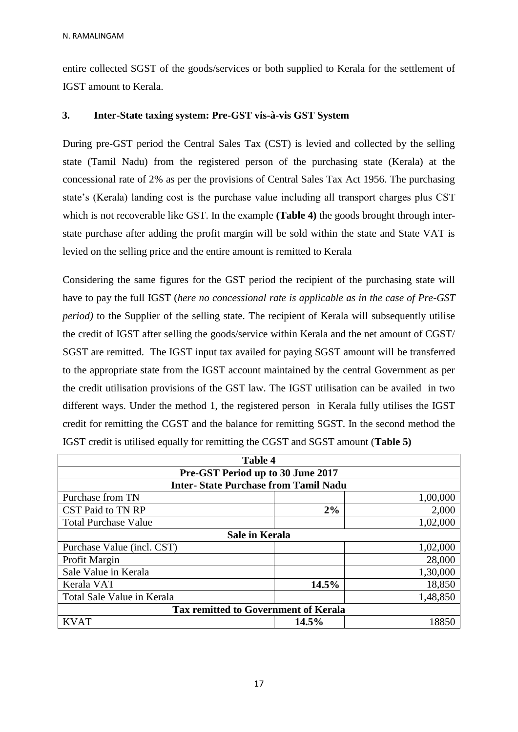entire collected SGST of the goods/services or both supplied to Kerala for the settlement of IGST amount to Kerala.

## 3. Inter-State taxing system: Pre-GST vis-à-vis GST System

During pre-GST period the Central Sales Tax (CST) is levied and collected by the selling state (Tamil Nadu) from the registered person of the purchasing state (Kerala) at the concessional rate of 2% as per the provisions of Central Sales Tax Act 1956. The purchasing state's (Kerala) landing cost is the purchase value including all transport charges plus CST which is not recoverable like GST. In the example **(Table 4)** the goods brought through inter-state purchase after adding the profit margin will be sold within the state and State VAT is levied on the selling price and the entire amount is remitted to Kerala

Considering the same figures for the GST period the recipient of the purchasing state will have to pay the full IGST (*here no concessional rate is applicable as in the case of Pre-GST period)* to the Supplier of the selling state. The recipient of Kerala will subsequently utilise the credit of IGST after selling the goods/service within Kerala and the net amount of CGST/ SGST are remitted. The IGST input tax availed for paying SGST amount will be transferred to the appropriate state from the IGST account maintained by the central Government as per the credit utilisation provisions of the GST law. The IGST utilisation can be availed in two different ways. Under the method 1, the registered person in Kerala fully utilises the IGST credit for remitting the CGST and the balance for remitting SGST. In the second method the IGST credit is utilised equally for remitting the CGST and SGST amount (**Table 5)**

| **Table 4** | | |
|---|---|---|
| **Pre-GST Period up to 30 June 2017** | | |
| **Inter- State Purchase from Tamil Nadu** | | |
| Purchase from TN | | 1,00,000 |
| CST Paid to TN RP | **2%** | 2,000 |
| Total Purchase Value | | 1,02,000 |
| **Sale in Kerala** | | |
| Purchase Value (incl. CST) | | 1,02,000 |
| Profit Margin | | 28,000 |
| Sale Value in Kerala | | 1,30,000 |
| Kerala VAT | **14.5%** | 18,850 |
| Total Sale Value in Kerala | | 1,48,850 |
| **Tax remitted to Government of Kerala** | | |
| KVAT | **14.5%** | 18850 |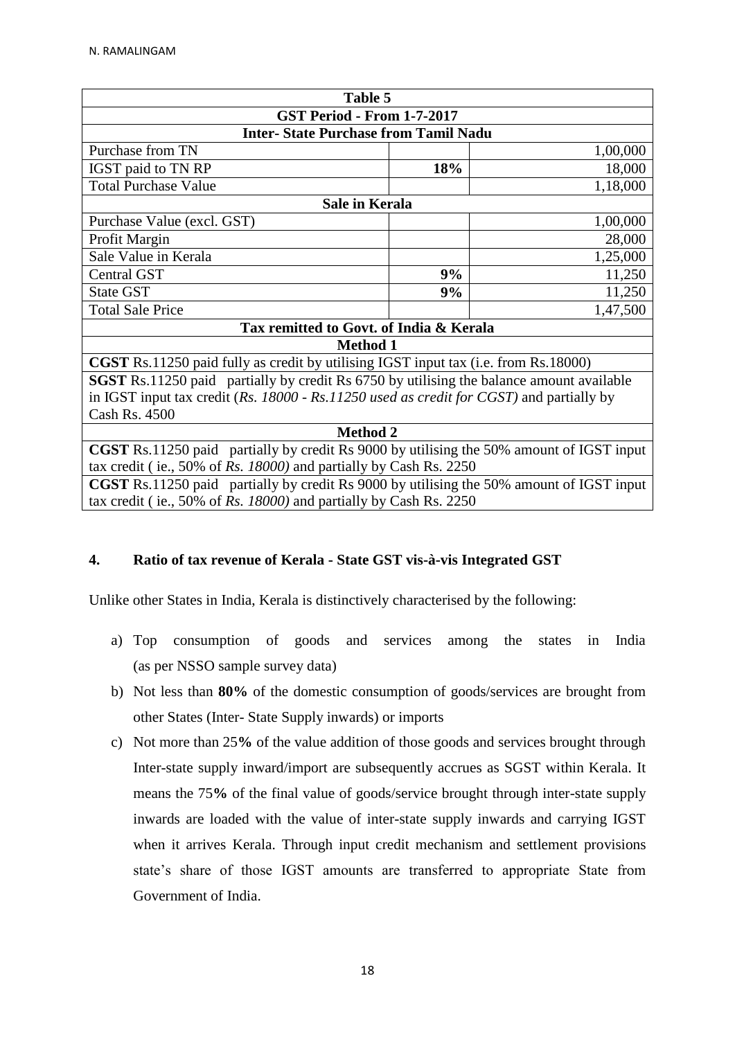| Table 5 | | |
|---|---|---|
| **GST Period - From 1-7-2017** | | |
| **Inter- State Purchase from Tamil Nadu** | | |
| Purchase from TN | | 1,00,000 |
| IGST paid to TN RP | **18%** | 18,000 |
| Total Purchase Value | | 1,18,000 |
| **Sale in Kerala** | | |
| Purchase Value (excl. GST) | | 1,00,000 |
| Profit Margin | | 28,000 |
| Sale Value in Kerala | | 1,25,000 |
| Central GST | **9%** | 11,250 |
| State GST | **9%** | 11,250 |
| Total Sale Price | | 1,47,500 |
| **Tax remitted to Govt. of India & Kerala** | | |
| **Method 1** | | |
| **CGST** Rs.11250 paid fully as credit by utilising IGST input tax (i.e. from Rs.18000) | | |
| **SGST** Rs.11250 paid partially by credit Rs 6750 by utilising the balance amount available in IGST input tax credit (*Rs. 18000 - Rs.11250 used as credit for CGST)* and partially by Cash Rs. 4500 | | |
| **Method 2** | | |
| **CGST** Rs.11250 paid partially by credit Rs 9000 by utilising the 50% amount of IGST input tax credit ( ie., 50% of *Rs. 18000)* and partially by Cash Rs. 2250 | | |
| **CGST** Rs.11250 paid partially by credit Rs 9000 by utilising the 50% amount of IGST input tax credit ( ie., 50% of *Rs. 18000)* and partially by Cash Rs. 2250 | | |

## 4. Ratio of tax revenue of Kerala - State GST vis-à-vis Integrated GST

Unlike other States in India, Kerala is distinctively characterised by the following:

a) Top consumption of goods and services among the states in India (as per NSSO sample survey data)

b) Not less than **80%** of the domestic consumption of goods/services are brought from other States (Inter- State Supply inwards) or imports

c) Not more than 25**%** of the value addition of those goods and services brought through Inter-state supply inward/import are subsequently accrues as SGST within Kerala. It means the 75**%** of the final value of goods/service brought through inter-state supply inwards are loaded with the value of inter-state supply inwards and carrying IGST when it arrives Kerala. Through input credit mechanism and settlement provisions state's share of those IGST amounts are transferred to appropriate State from Government of India.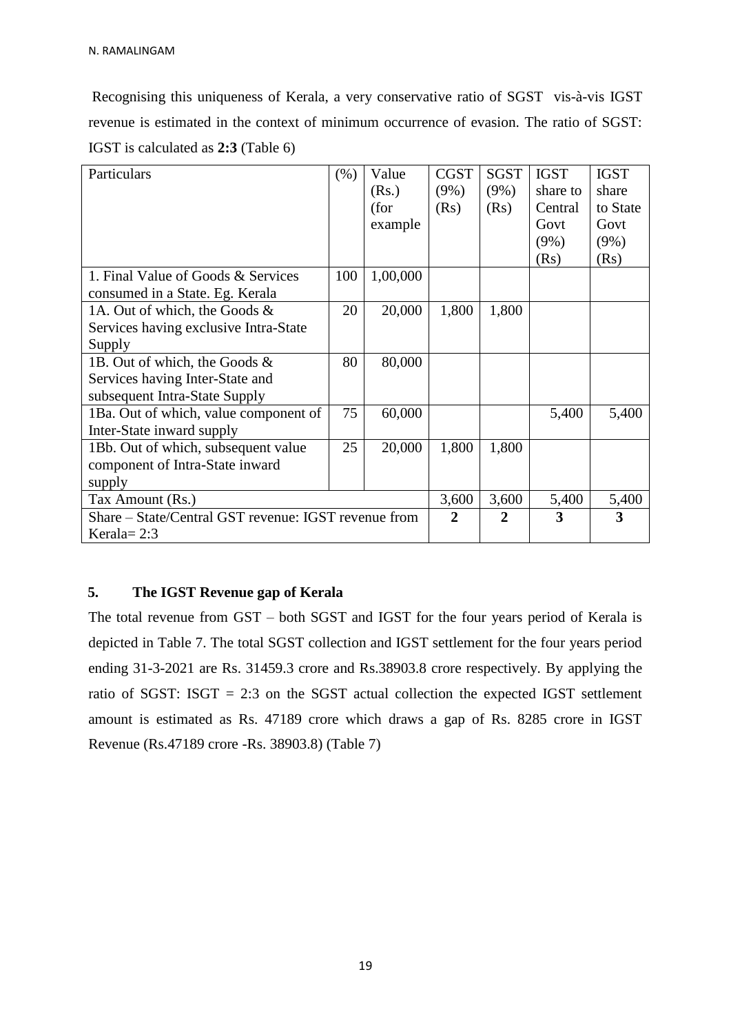Recognising this uniqueness of Kerala, a very conservative ratio of SGST vis-à-vis IGST revenue is estimated in the context of minimum occurrence of evasion. The ratio of SGST: IGST is calculated as **2:3** (Table 6)

| Particulars | (%) | Value (Rs.) (for example | CGST (9%) (Rs) | SGST (9%) (Rs) | IGST share to Central Govt (9%) (Rs) | IGST share to State Govt (9%) (Rs) |
|---|---|---|---|---|---|---|
| 1. Final Value of Goods & Services consumed in a State. Eg. Kerala | 100 | 1,00,000 | | | | |
| 1A. Out of which, the Goods & Services having exclusive Intra-State Supply | 20 | 20,000 | 1,800 | 1,800 | | |
| 1B. Out of which, the Goods & Services having Inter-State and subsequent Intra-State Supply | 80 | 80,000 | | | | |
| 1Ba. Out of which, value component of Inter-State inward supply | 75 | 60,000 | | | 5,400 | 5,400 |
| 1Bb. Out of which, subsequent value component of Intra-State inward supply | 25 | 20,000 | 1,800 | 1,800 | | |
| Tax Amount (Rs.) | | | 3,600 | 3,600 | 5,400 | 5,400 |
| Share – State/Central GST revenue: IGST revenue from Kerala= 2:3 | | | **2** | **2** | **3** | **3** |

## 5. The IGST Revenue gap of Kerala

The total revenue from GST – both SGST and IGST for the four years period of Kerala is depicted in Table 7. The total SGST collection and IGST settlement for the four years period ending 31-3-2021 are Rs. 31459.3 crore and Rs.38903.8 crore respectively. By applying the ratio of SGST: ISGT = 2:3 on the SGST actual collection the expected IGST settlement amount is estimated as Rs. 47189 crore which draws a gap of Rs. 8285 crore in IGST Revenue (Rs.47189 crore -Rs. 38903.8) (Table 7)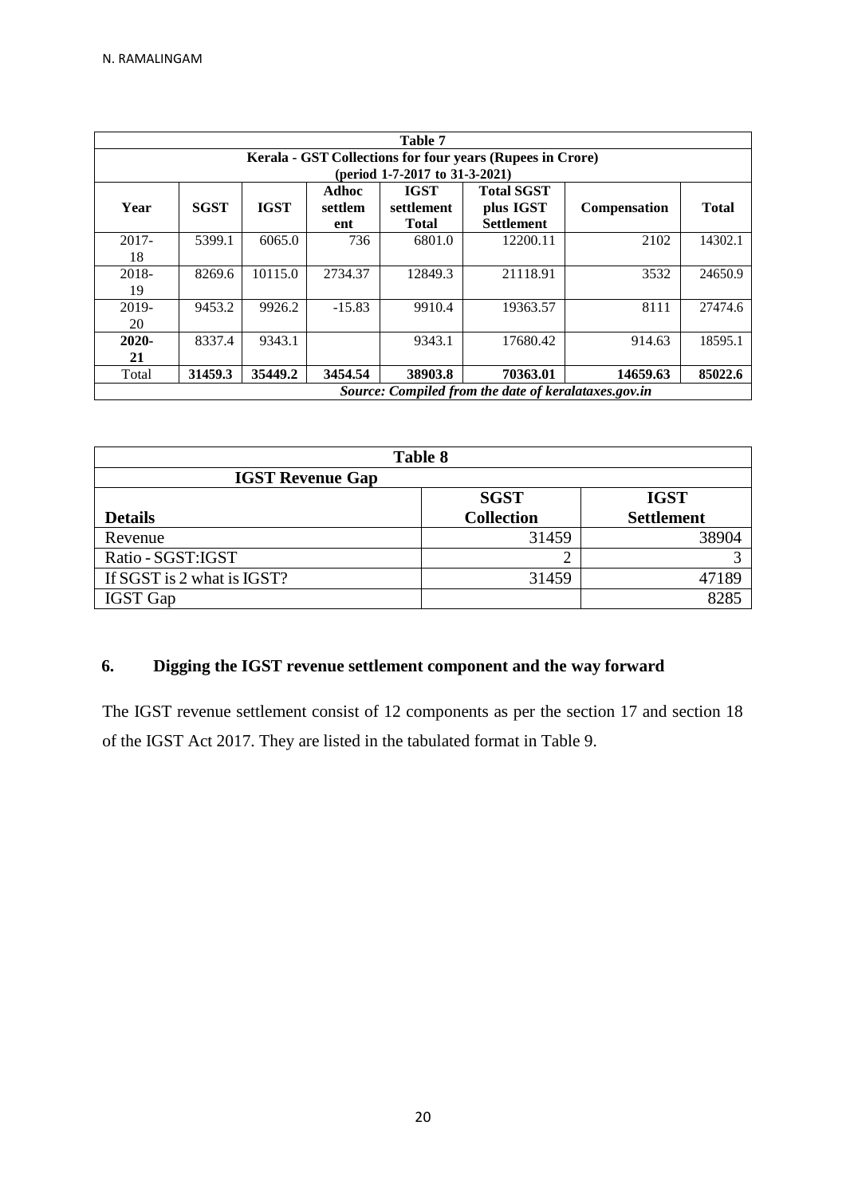| Table 7 | | | | | | | |
|---|---|---|---|---|---|---|---|
| **Kerala - GST Collections for four years (Rupees in Crore)** **(period 1-7-2017 to 31-3-2021)** | | | | | | | |
| **Year** | **SGST** | **IGST** | **Adhoc settlement** | **IGST settlement Total** | **Total SGST plus IGST Settlement** | **Compensation** | **Total** |
| 2017-18 | 5399.1 | 6065.0 | 736 | 6801.0 | 12200.11 | 2102 | 14302.1 |
| 2018-19 | 8269.6 | 10115.0 | 2734.37 | 12849.3 | 21118.91 | 3532 | 24650.9 |
| 2019-20 | 9453.2 | 9926.2 | -15.83 | 9910.4 | 19363.57 | 8111 | 27474.6 |
| **2020-21** | 8337.4 | 9343.1 | | 9343.1 | 17680.42 | 914.63 | 18595.1 |
| Total | **31459.3** | **35449.2** | **3454.54** | **38903.8** | **70363.01** | **14659.63** | **85022.6** |
| *Source: Compiled from the date of keralataxes.gov.in* | | | | | | | |

| Table 8 | | |
|---|---|---|
| **IGST Revenue Gap** | | |
| **Details** | **SGST Collection** | **IGST Settlement** |
| Revenue | 31459 | 38904 |
| Ratio - SGST:IGST | 2 | 3 |
| If SGST is 2 what is IGST? | 31459 | 47189 |
| IGST Gap | | 8285 |

## 6. Digging the IGST revenue settlement component and the way forward

The IGST revenue settlement consist of 12 components as per the section 17 and section 18 of the IGST Act 2017. They are listed in the tabulated format in Table 9.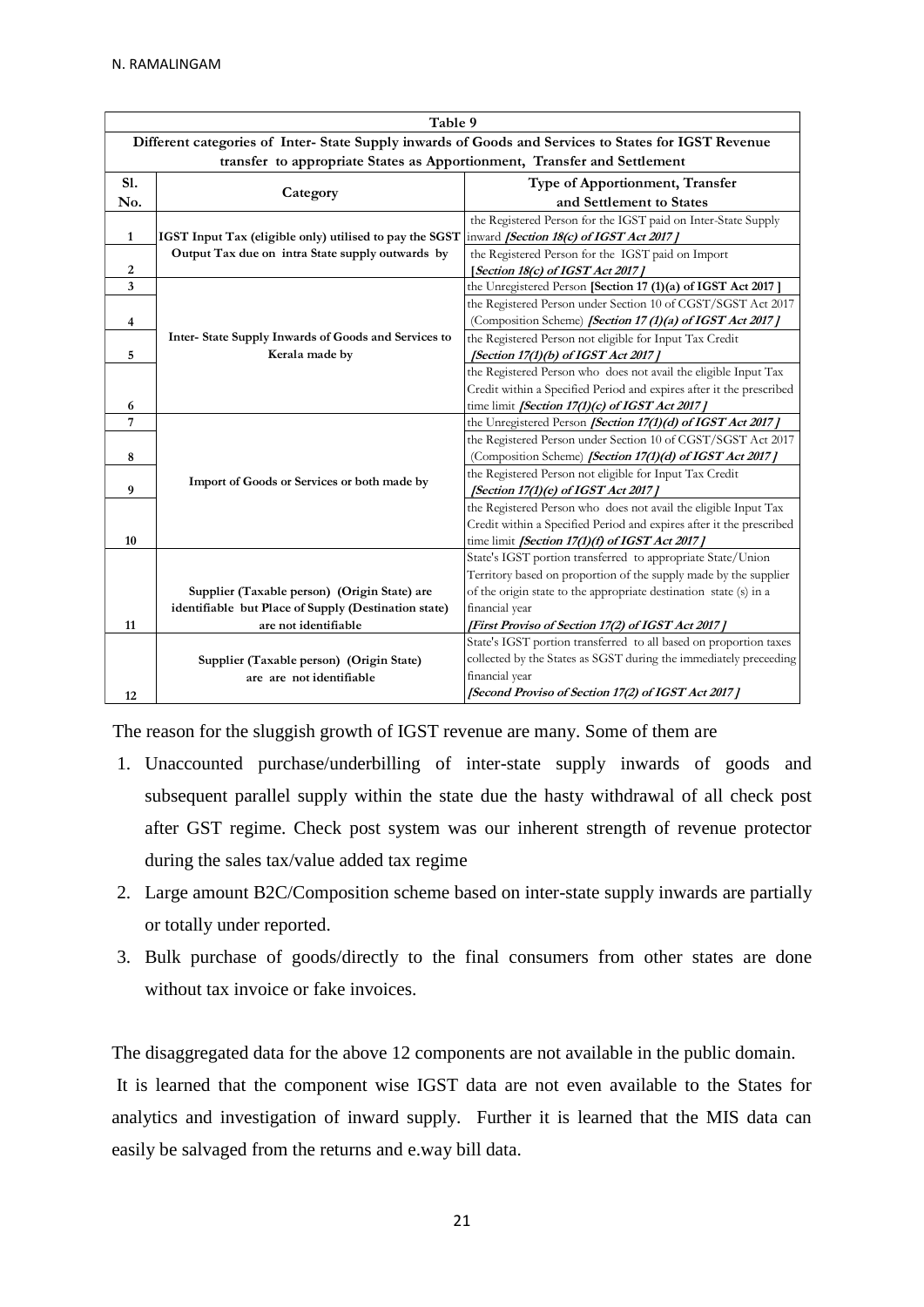| Table 9 | | |
|---|---|---|
| **Different categories of Inter- State Supply inwards of Goods and Services to States for IGST Revenue transfer to appropriate States as Apportionment, Transfer and Settlement** | | |
| **Sl. No.** | **Category** | **Type of Apportionment, Transfer and Settlement to States** |
| 1 | **IGST Input Tax (eligible only) utilised to pay the SGST Output Tax due on intra State supply outwards by** | the Registered Person for the IGST paid on Inter-State Supply inward ***[Section 18(c) of IGST Act 2017 ]*** |
| 2 | | the Registered Person for the IGST paid on Import ***[Section 18(c) of IGST Act 2017 ]*** |
| 3 | **Inter- State Supply Inwards of Goods and Services to Kerala made by** | the Unregistered Person **[Section 17 (1)(a) of IGST Act 2017 ]** |
| 4 | | the Registered Person under Section 10 of CGST/SGST Act 2017 (Composition Scheme) ***[Section 17 (1)(a) of IGST Act 2017 ]*** |
| 5 | | the Registered Person not eligible for Input Tax Credit ***[Section 17(1)(b) of IGST Act 2017 ]*** |
| 6 | | the Registered Person who does not avail the eligible Input Tax Credit within a Specified Period and expires after it the prescribed time limit ***[Section 17(1)(c) of IGST Act 2017 ]*** |
| 7 | **Import of Goods or Services or both made by** | the Unregistered Person ***[Section 17(1)(d) of IGST Act 2017 ]*** |
| 8 | | the Registered Person under Section 10 of CGST/SGST Act 2017 (Composition Scheme) ***[Section 17(1)(d) of IGST Act 2017 ]*** |
| 9 | | the Registered Person not eligible for Input Tax Credit ***[Section 17(1)(e) of IGST Act 2017 ]*** |
| 10 | | the Registered Person who does not avail the eligible Input Tax Credit within a Specified Period and expires after it the prescribed time limit ***[Section 17(1)(f) of IGST Act 2017 ]*** |
| 11 | **Supplier (Taxable person) (Origin State) are identifiable but Place of Supply (Destination state) are not identifiable** | State's IGST portion transferred to appropriate State/Union Territory based on proportion of the supply made by the supplier of the origin state to the appropriate destination state (s) in a financial year ***[First Proviso of Section 17(2) of IGST Act 2017 ]*** |
| 12 | **Supplier (Taxable person) (Origin State) are are not identifiable** | State's IGST portion transferred to all based on proportion taxes collected by the States as SGST during the immediately preceeding financial year ***[Second Proviso of Section 17(2) of IGST Act 2017 ]*** |

The reason for the sluggish growth of IGST revenue are many. Some of them are

1. Unaccounted purchase/underbilling of inter-state supply inwards of goods and subsequent parallel supply within the state due the hasty withdrawal of all check post after GST regime. Check post system was our inherent strength of revenue protector during the sales tax/value added tax regime
2. Large amount B2C/Composition scheme based on inter-state supply inwards are partially or totally under reported.
3. Bulk purchase of goods/directly to the final consumers from other states are done without tax invoice or fake invoices.

The disaggregated data for the above 12 components are not available in the public domain.

It is learned that the component wise IGST data are not even available to the States for analytics and investigation of inward supply. Further it is learned that the MIS data can easily be salvaged from the returns and e.way bill data.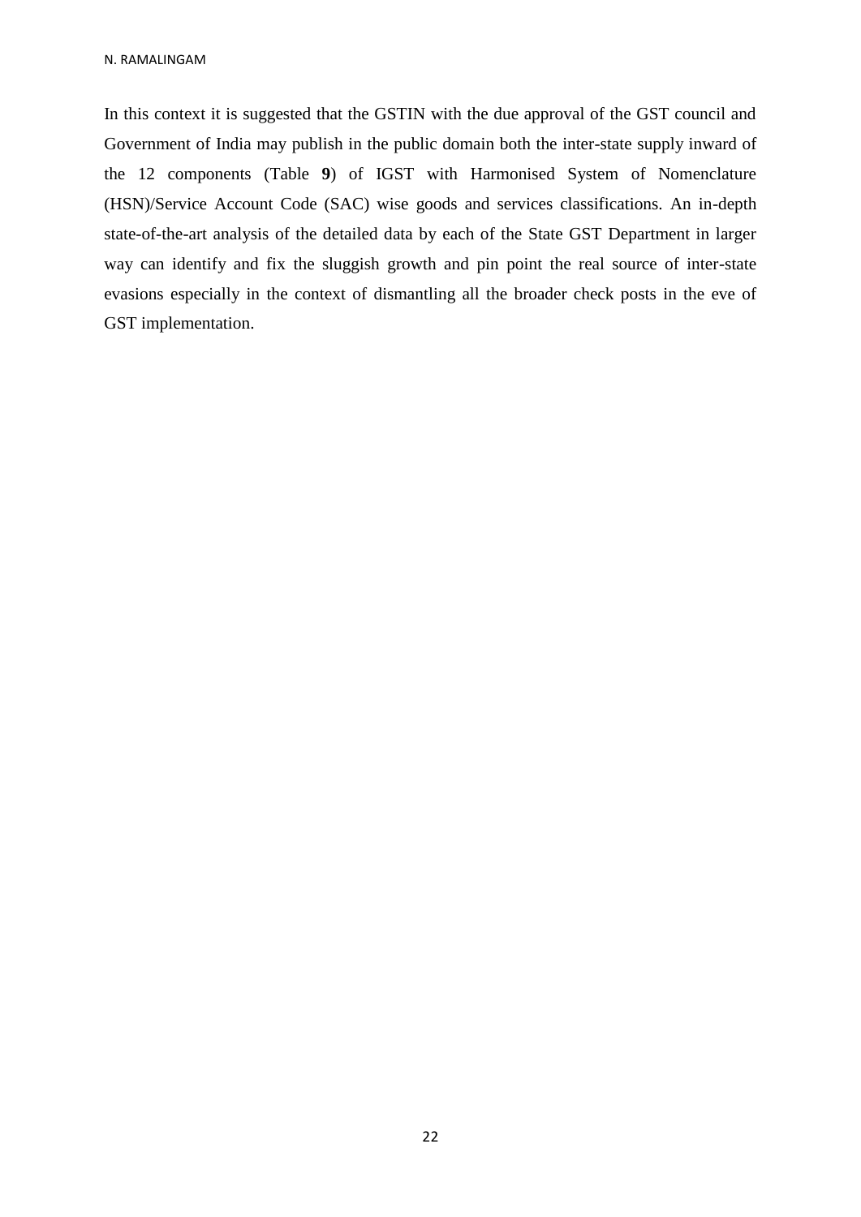In this context it is suggested that the GSTIN with the due approval of the GST council and Government of India may publish in the public domain both the inter-state supply inward of the 12 components (Table **9**) of IGST with Harmonised System of Nomenclature (HSN)/Service Account Code (SAC) wise goods and services classifications. An in-depth state-of-the-art analysis of the detailed data by each of the State GST Department in larger way can identify and fix the sluggish growth and pin point the real source of inter-state evasions especially in the context of dismantling all the broader check posts in the eve of GST implementation.